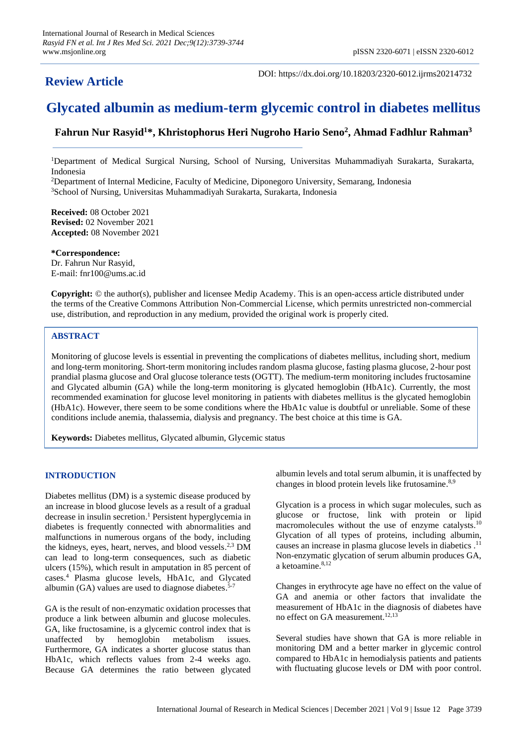International Journal of Research in Medical Sciences
*Rasyid FN et al. Int J Res Med Sci. 2021 Dec;9(12):3739-3744*
www.msjonline.org

pISSN 2320-6071 | eISSN 2320-6012

**Review Article**

DOI: https://dx.doi.org/10.18203/2320-6012.ijrms20214732

# Glycated albumin as medium-term glycemic control in diabetes mellitus

**Fahrun Nur Rasyid[1]\*, Khristophorus Heri Nugroho Hario Seno[2], Ahmad Fadhlur Rahman[3]**

[1]Department of Medical Surgical Nursing, School of Nursing, Universitas Muhammadiyah Surakarta, Surakarta, Indonesia

[2]Department of Internal Medicine, Faculty of Medicine, Diponegoro University, Semarang, Indonesia

[3]School of Nursing, Universitas Muhammadiyah Surakarta, Surakarta, Indonesia

**Received:** 08 October 2021
**Revised:** 02 November 2021
**Accepted:** 08 November 2021

**\*Correspondence:**
Dr. Fahrun Nur Rasyid,
E-mail: fnr100@ums.ac.id

**Copyright:** © the author(s), publisher and licensee Medip Academy. This is an open-access article distributed under the terms of the Creative Commons Attribution Non-Commercial License, which permits unrestricted non-commercial use, distribution, and reproduction in any medium, provided the original work is properly cited.

## ABSTRACT

Monitoring of glucose levels is essential in preventing the complications of diabetes mellitus, including short, medium and long-term monitoring. Short-term monitoring includes random plasma glucose, fasting plasma glucose, 2-hour post prandial plasma glucose and Oral glucose tolerance tests (OGTT). The medium-term monitoring includes fructosamine and Glycated albumin (GA) while the long-term monitoring is glycated hemoglobin (HbA1c). Currently, the most recommended examination for glucose level monitoring in patients with diabetes mellitus is the glycated hemoglobin (HbA1c). However, there seem to be some conditions where the HbA1c value is doubtful or unreliable. Some of these conditions include anemia, thalassemia, dialysis and pregnancy. The best choice at this time is GA.

**Keywords:** Diabetes mellitus, Glycated albumin, Glycemic status

## INTRODUCTION

Diabetes mellitus (DM) is a systemic disease produced by an increase in blood glucose levels as a result of a gradual decrease in insulin secretion.[1] Persistent hyperglycemia in diabetes is frequently connected with abnormalities and malfunctions in numerous organs of the body, including the kidneys, eyes, heart, nerves, and blood vessels.[2,3] DM can lead to long-term consequences, such as diabetic ulcers (15%), which result in amputation in 85 percent of cases.[4] Plasma glucose levels, HbA1c, and Glycated albumin (GA) values are used to diagnose diabetes.[5-7]

GA is the result of non-enzymatic oxidation processes that produce a link between albumin and glucose molecules. GA, like fructosamine, is a glycemic control index that is unaffected by hemoglobin metabolism issues. Furthermore, GA indicates a shorter glucose status than HbA1c, which reflects values from 2-4 weeks ago. Because GA determines the ratio between glycated albumin levels and total serum albumin, it is unaffected by changes in blood protein levels like frutosamine.[8,9]

Glycation is a process in which sugar molecules, such as glucose or fructose, link with protein or lipid macromolecules without the use of enzyme catalysts.[10] Glycation of all types of proteins, including albumin, causes an increase in plasma glucose levels in diabetics.[11] Non-enzymatic glycation of serum albumin produces GA, a ketoamine.[8,12]

Changes in erythrocyte age have no effect on the value of GA and anemia or other factors that invalidate the measurement of HbA1c in the diagnosis of diabetes have no effect on GA measurement.[12,13]

Several studies have shown that GA is more reliable in monitoring DM and a better marker in glycemic control compared to HbA1c in hemodialysis patients and patients with fluctuating glucose levels or DM with poor control.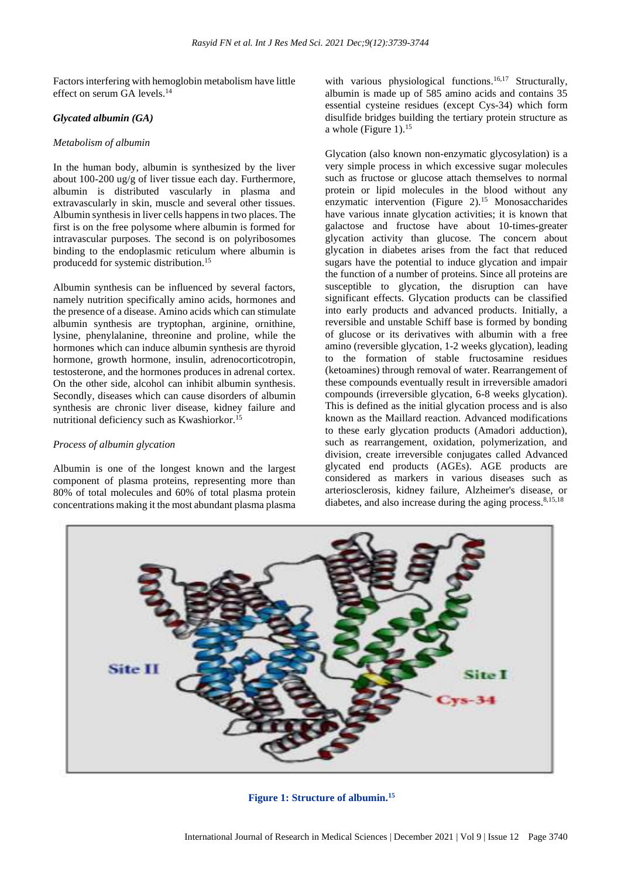Factors interfering with hemoglobin metabolism have little effect on serum GA levels.[14]

### *Glycated albumin (GA)*

#### *Metabolism of albumin*

In the human body, albumin is synthesized by the liver about 100-200 ug/g of liver tissue each day. Furthermore, albumin is distributed vascularly in plasma and extravascularly in skin, muscle and several other tissues. Albumin synthesis in liver cells happens in two places. The first is on the free polysome where albumin is formed for intravascular purposes. The second is on polyribosomes binding to the endoplasmic reticulum where albumin is producedd for systemic distribution.[15]

Albumin synthesis can be influenced by several factors, namely nutrition specifically amino acids, hormones and the presence of a disease. Amino acids which can stimulate albumin synthesis are tryptophan, arginine, ornithine, lysine, phenylalanine, threonine and proline, while the hormones which can induce albumin synthesis are thyroid hormone, growth hormone, insulin, adrenocorticotropin, testosterone, and the hormones produces in adrenal cortex. On the other side, alcohol can inhibit albumin synthesis. Secondly, diseases which can cause disorders of albumin synthesis are chronic liver disease, kidney failure and nutritional deficiency such as Kwashiorkor.[15]

#### *Process of albumin glycation*

Albumin is one of the longest known and the largest component of plasma proteins, representing more than 80% of total molecules and 60% of total plasma protein concentrations making it the most abundant plasma plasma with various physiological functions.[16,17] Structurally, albumin is made up of 585 amino acids and contains 35 essential cysteine residues (except Cys-34) which form disulfide bridges building the tertiary protein structure as a whole (Figure 1).[15]

Glycation (also known non-enzymatic glycosylation) is a very simple process in which excessive sugar molecules such as fructose or glucose attach themselves to normal protein or lipid molecules in the blood without any enzymatic intervention (Figure 2).[15] Monosaccharides have various innate glycation activities; it is known that galactose and fructose have about 10-times-greater glycation activity than glucose. The concern about glycation in diabetes arises from the fact that reduced sugars have the potential to induce glycation and impair the function of a number of proteins. Since all proteins are susceptible to glycation, the disruption can have significant effects. Glycation products can be classified into early products and advanced products. Initially, a reversible and unstable Schiff base is formed by bonding of glucose or its derivatives with albumin with a free amino (reversible glycation, 1-2 weeks glycation), leading to the formation of stable fructosamine residues (ketoamines) through removal of water. Rearrangement of these compounds eventually result in irreversible amadori compounds (irreversible glycation, 6-8 weeks glycation). This is defined as the initial glycation process and is also known as the Maillard reaction. Advanced modifications to these early glycation products (Amadori adduction), such as rearrangement, oxidation, polymerization, and division, create irreversible conjugates called Advanced glycated end products (AGEs). AGE products are considered as markers in various diseases such as arteriosclerosis, kidney failure, Alzheimer's disease, or diabetes, and also increase during the aging process.[8,15,18]

**Figure 1: Structure of albumin.[15]**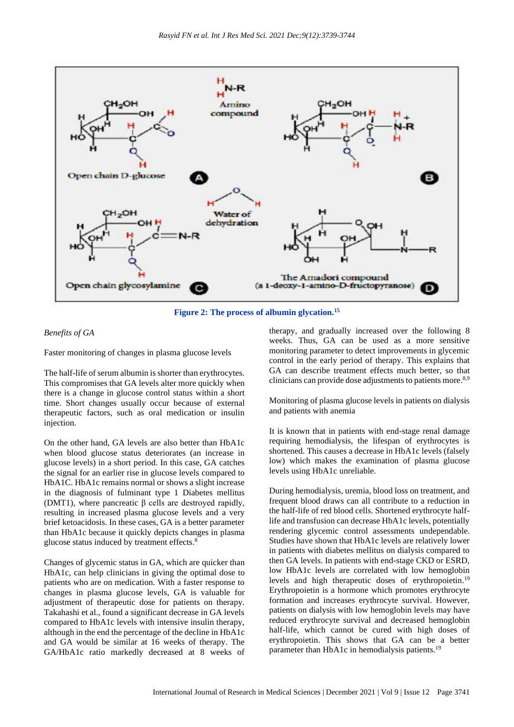Figure 2: The process of albumin glycation.[15]

*Benefits of GA*

Faster monitoring of changes in plasma glucose levels

The half-life of serum albumin is shorter than erythrocytes. This compromises that GA levels alter more quickly when there is a change in glucose control status within a short time. Short changes usually occur because of external therapeutic factors, such as oral medication or insulin injection.

On the other hand, GA levels are also better than HbA1c when blood glucose status deteriorates (an increase in glucose levels) in a short period. In this case, GA catches the signal for an earlier rise in glucose levels compared to HbA1C. HbA1c remains normal or shows a slight increase in the diagnosis of fulminant type 1 Diabetes mellitus (DMT1), where pancreatic β cells are destroyed rapidly, resulting in increased plasma glucose levels and a very brief ketoacidosis. In these cases, GA is a better parameter than HbA1c because it quickly depicts changes in plasma glucose status induced by treatment effects.[8]

Changes of glycemic status in GA, which are quicker than HbA1c, can help clinicians in giving the optimal dose to patients who are on medication. With a faster response to changes in plasma glucose levels, GA is valuable for adjustment of therapeutic dose for patients on therapy. Takahashi et al., found a significant decrease in GA levels compared to HbA1c levels with intensive insulin therapy, although in the end the percentage of the decline in HbA1c and GA would be similar at 16 weeks of therapy. The GA/HbA1c ratio markedly decreased at 8 weeks of therapy, and gradually increased over the following 8 weeks. Thus, GA can be used as a more sensitive monitoring parameter to detect improvements in glycemic control in the early period of therapy. This explains that GA can describe treatment effects much better, so that clinicians can provide dose adjustments to patients more.[8,9]

Monitoring of plasma glucose levels in patients on dialysis and patients with anemia

It is known that in patients with end-stage renal damage requiring hemodialysis, the lifespan of erythrocytes is shortened. This causes a decrease in HbA1c levels (falsely low) which makes the examination of plasma glucose levels using HbA1c unreliable.

During hemodialysis, uremia, blood loss on treatment, and frequent blood draws can all contribute to a reduction in the half-life of red blood cells. Shortened erythrocyte half-life and transfusion can decrease HbA1c levels, potentially rendering glycemic control assessments undependable. Studies have shown that HbA1c levels are relatively lower in patients with diabetes mellitus on dialysis compared to then GA levels. In patients with end-stage CKD or ESRD, low HbA1c levels are correlated with low hemoglobin levels and high therapeutic doses of erythropoietin.[19] Erythropoietin is a hormone which promotes erythrocyte formation and increases erythrocyte survival. However, patients on dialysis with low hemoglobin levels may have reduced erythrocyte survival and decreased hemoglobin half-life, which cannot be cured with high doses of erythropoietin. This shows that GA can be a better parameter than HbA1c in hemodialysis patients.[19]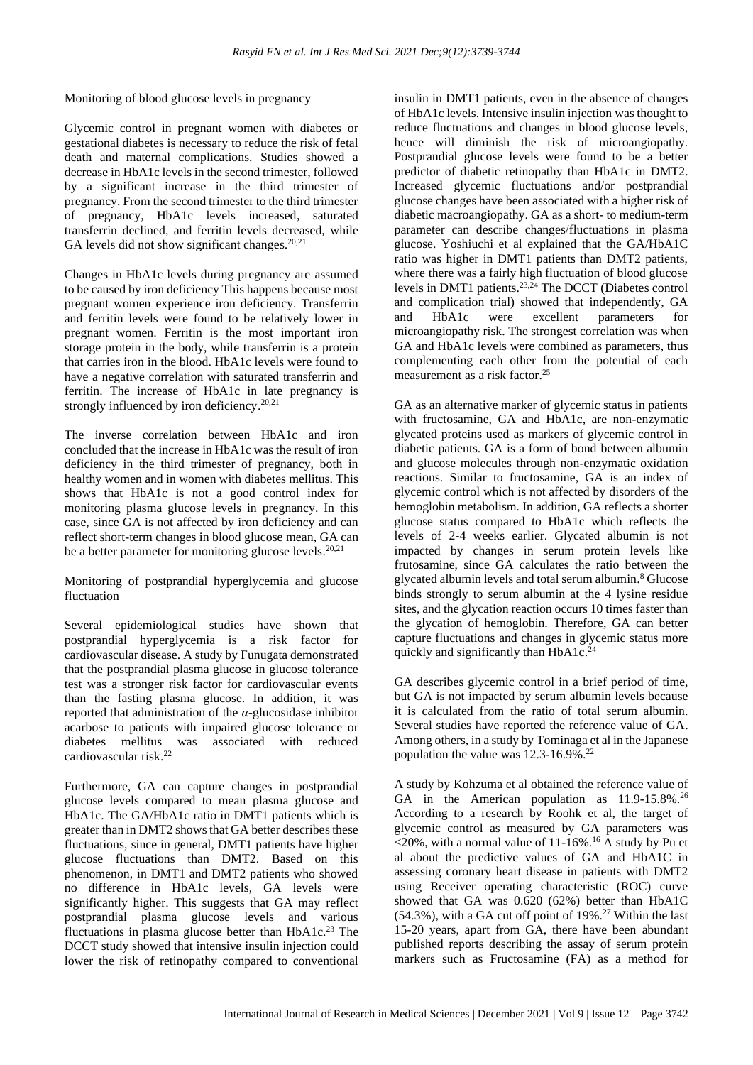### Monitoring of blood glucose levels in pregnancy

Glycemic control in pregnant women with diabetes or gestational diabetes is necessary to reduce the risk of fetal death and maternal complications. Studies showed a decrease in HbA1c levels in the second trimester, followed by a significant increase in the third trimester of pregnancy. From the second trimester to the third trimester of pregnancy, HbA1c levels increased, saturated transferrin declined, and ferritin levels decreased, while GA levels did not show significant changes.[20,21]

Changes in HbA1c levels during pregnancy are assumed to be caused by iron deficiency This happens because most pregnant women experience iron deficiency. Transferrin and ferritin levels were found to be relatively lower in pregnant women. Ferritin is the most important iron storage protein in the body, while transferrin is a protein that carries iron in the blood. HbA1c levels were found to have a negative correlation with saturated transferrin and ferritin. The increase of HbA1c in late pregnancy is strongly influenced by iron deficiency.[20,21]

The inverse correlation between HbA1c and iron concluded that the increase in HbA1c was the result of iron deficiency in the third trimester of pregnancy, both in healthy women and in women with diabetes mellitus. This shows that HbA1c is not a good control index for monitoring plasma glucose levels in pregnancy. In this case, since GA is not affected by iron deficiency and can reflect short-term changes in blood glucose mean, GA can be a better parameter for monitoring glucose levels.[20,21]

### Monitoring of postprandial hyperglycemia and glucose fluctuation

Several epidemiological studies have shown that postprandial hyperglycemia is a risk factor for cardiovascular disease. A study by Funugata demonstrated that the postprandial plasma glucose in glucose tolerance test was a stronger risk factor for cardiovascular events than the fasting plasma glucose. In addition, it was reported that administration of the $\alpha$-glucosidase inhibitor acarbose to patients with impaired glucose tolerance or diabetes mellitus was associated with reduced cardiovascular risk.[22]

Furthermore, GA can capture changes in postprandial glucose levels compared to mean plasma glucose and HbA1c. The GA/HbA1c ratio in DMT1 patients which is greater than in DMT2 shows that GA better describes these fluctuations, since in general, DMT1 patients have higher glucose fluctuations than DMT2. Based on this phenomenon, in DMT1 and DMT2 patients who showed no difference in HbA1c levels, GA levels were significantly higher. This suggests that GA may reflect postprandial plasma glucose levels and various fluctuations in plasma glucose better than HbA1c.[23] The DCCT study showed that intensive insulin injection could lower the risk of retinopathy compared to conventional insulin in DMT1 patients, even in the absence of changes of HbA1c levels. Intensive insulin injection was thought to reduce fluctuations and changes in blood glucose levels, hence will diminish the risk of microangiopathy. Postprandial glucose levels were found to be a better predictor of diabetic retinopathy than HbA1c in DMT2. Increased glycemic fluctuations and/or postprandial glucose changes have been associated with a higher risk of diabetic macroangiopathy. GA as a short- to medium-term parameter can describe changes/fluctuations in plasma glucose. Yoshiuchi et al explained that the GA/HbA1C ratio was higher in DMT1 patients than DMT2 patients, where there was a fairly high fluctuation of blood glucose levels in DMT1 patients.[23,24] The DCCT (Diabetes control and complication trial) showed that independently, GA and HbA1c were excellent parameters for microangiopathy risk. The strongest correlation was when GA and HbA1c levels were combined as parameters, thus complementing each other from the potential of each measurement as a risk factor.[25]

GA as an alternative marker of glycemic status in patients with fructosamine, GA and HbA1c, are non-enzymatic glycated proteins used as markers of glycemic control in diabetic patients. GA is a form of bond between albumin and glucose molecules through non-enzymatic oxidation reactions. Similar to fructosamine, GA is an index of glycemic control which is not affected by disorders of the hemoglobin metabolism. In addition, GA reflects a shorter glucose status compared to HbA1c which reflects the levels of 2-4 weeks earlier. Glycated albumin is not impacted by changes in serum protein levels like frutosamine, since GA calculates the ratio between the glycated albumin levels and total serum albumin.[8] Glucose binds strongly to serum albumin at the 4 lysine residue sites, and the glycation reaction occurs 10 times faster than the glycation of hemoglobin. Therefore, GA can better capture fluctuations and changes in glycemic status more quickly and significantly than HbA1c.[24]

GA describes glycemic control in a brief period of time, but GA is not impacted by serum albumin levels because it is calculated from the ratio of total serum albumin. Several studies have reported the reference value of GA. Among others, in a study by Tominaga et al in the Japanese population the value was 12.3-16.9%.[22]

A study by Kohzuma et al obtained the reference value of GA in the American population as 11.9-15.8%.[26] According to a research by Roohk et al, the target of glycemic control as measured by GA parameters was <20%, with a normal value of 11-16%.[16] A study by Pu et al about the predictive values of GA and HbA1c in assessing coronary heart disease in patients with DMT2 using Receiver operating characteristic (ROC) curve showed that GA was 0.620 (62%) better than HbA1C (54.3%), with a GA cut off point of 19%.[27] Within the last 15-20 years, apart from GA, there have been abundant published reports describing the assay of serum protein markers such as Fructosamine (FA) as a method for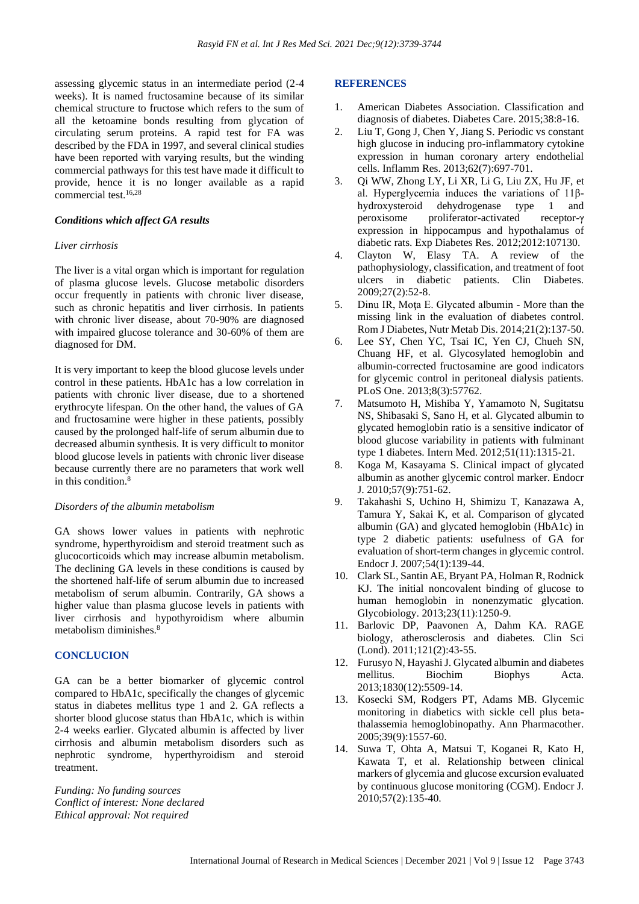assessing glycemic status in an intermediate period (2-4 weeks). It is named fructosamine because of its similar chemical structure to fructose which refers to the sum of all the ketoamine bonds resulting from glycation of circulating serum proteins. A rapid test for FA was described by the FDA in 1997, and several clinical studies have been reported with varying results, but the winding commercial pathways for this test have made it difficult to provide, hence it is no longer available as a rapid commercial test.[16,28]

### *Conditions which affect GA results*

*Liver cirrhosis*

The liver is a vital organ which is important for regulation of plasma glucose levels. Glucose metabolic disorders occur frequently in patients with chronic liver disease, such as chronic hepatitis and liver cirrhosis. In patients with chronic liver disease, about 70-90% are diagnosed with impaired glucose tolerance and 30-60% of them are diagnosed for DM.

It is very important to keep the blood glucose levels under control in these patients. HbA1c has a low correlation in patients with chronic liver disease, due to a shortened erythrocyte lifespan. On the other hand, the values of GA and fructosamine were higher in these patients, possibly caused by the prolonged half-life of serum albumin due to decreased albumin synthesis. It is very difficult to monitor blood glucose levels in patients with chronic liver disease because currently there are no parameters that work well in this condition.[8]

*Disorders of the albumin metabolism*

GA shows lower values in patients with nephrotic syndrome, hyperthyroidism and steroid treatment such as glucocorticoids which may increase albumin metabolism. The declining GA levels in these conditions is caused by the shortened half-life of serum albumin due to increased metabolism of serum albumin. Contrarily, GA shows a higher value than plasma glucose levels in patients with liver cirrhosis and hypothyroidism where albumin metabolism diminishes.[8]

## CONCLUCION

GA can be a better biomarker of glycemic control compared to HbA1c, specifically the changes of glycemic status in diabetes mellitus type 1 and 2. GA reflects a shorter blood glucose status than HbA1c, which is within 2-4 weeks earlier. Glycated albumin is affected by liver cirrhosis and albumin metabolism disorders such as nephrotic syndrome, hyperthyroidism and steroid treatment.

*Funding: No funding sources*
*Conflict of interest: None declared*
*Ethical approval: Not required*

## REFERENCES

1. American Diabetes Association. Classification and diagnosis of diabetes. Diabetes Care. 2015;38:8-16.
2. Liu T, Gong J, Chen Y, Jiang S. Periodic vs constant high glucose in inducing pro-inflammatory cytokine expression in human coronary artery endothelial cells. Inflamm Res. 2013;62(7):697-701.
3. Qi WW, Zhong LY, Li XR, Li G, Liu ZX, Hu JF, et al. Hyperglycemia induces the variations of 11β-hydroxysteroid dehydrogenase type 1 and peroxisome proliferator-activated receptor-γ expression in hippocampus and hypothalamus of diabetic rats. Exp Diabetes Res. 2012;2012:107130.
4. Clayton W, Elasy TA. A review of the pathophysiology, classification, and treatment of foot ulcers in diabetic patients. Clin Diabetes. 2009;27(2):52-8.
5. Dinu IR, Moţa E. Glycated albumin - More than the missing link in the evaluation of diabetes control. Rom J Diabetes, Nutr Metab Dis. 2014;21(2):137-50.
6. Lee SY, Chen YC, Tsai IC, Yen CJ, Chueh SN, Chuang HF, et al. Glycosylated hemoglobin and albumin-corrected fructosamine are good indicators for glycemic control in peritoneal dialysis patients. PLoS One. 2013;8(3):57762.
7. Matsumoto H, Mishiba Y, Yamamoto N, Sugitatsu NS, Shibasaki S, Sano H, et al. Glycated albumin to glycated hemoglobin ratio is a sensitive indicator of blood glucose variability in patients with fulminant type 1 diabetes. Intern Med. 2012;51(11):1315-21.
8. Koga M, Kasayama S. Clinical impact of glycated albumin as another glycemic control marker. Endocr J. 2010;57(9):751-62.
9. Takahashi S, Uchino H, Shimizu T, Kanazawa A, Tamura Y, Sakai K, et al. Comparison of glycated albumin (GA) and glycated hemoglobin (HbA1c) in type 2 diabetic patients: usefulness of GA for evaluation of short-term changes in glycemic control. Endocr J. 2007;54(1):139-44.
10. Clark SL, Santin AE, Bryant PA, Holman R, Rodnick KJ. The initial noncovalent binding of glucose to human hemoglobin in nonenzymatic glycation. Glycobiology. 2013;23(11):1250-9.
11. Barlovic DP, Paavonen A, Dahm KA. RAGE biology, atherosclerosis and diabetes. Clin Sci (Lond). 2011;121(2):43-55.
12. Furusyo N, Hayashi J. Glycated albumin and diabetes mellitus. Biochim Biophys Acta. 2013;1830(12):5509-14.
13. Kosecki SM, Rodgers PT, Adams MB. Glycemic monitoring in diabetics with sickle cell plus beta-thalassemia hemoglobinopathy. Ann Pharmacother. 2005;39(9):1557-60.
14. Suwa T, Ohta A, Matsui T, Koganei R, Kato H, Kawata T, et al. Relationship between clinical markers of glycemia and glucose excursion evaluated by continuous glucose monitoring (CGM). Endocr J. 2010;57(2):135-40.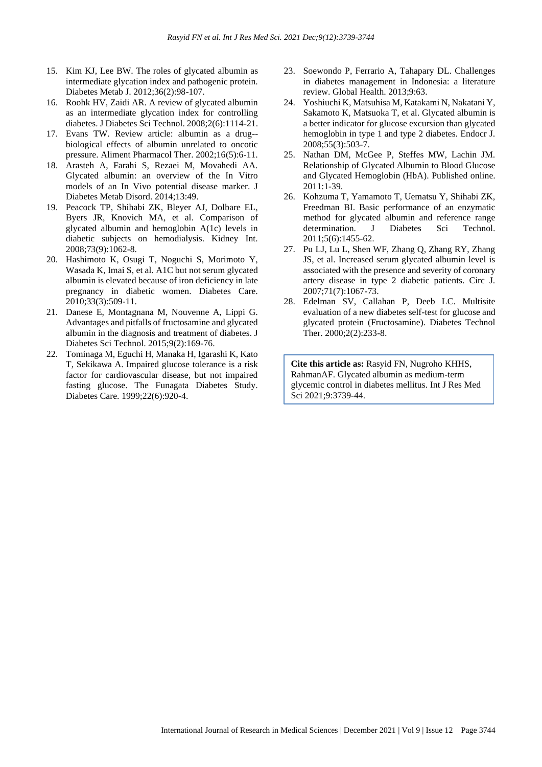15. Kim KJ, Lee BW. The roles of glycated albumin as intermediate glycation index and pathogenic protein. Diabetes Metab J. 2012;36(2):98-107.
16. Roohk HV, Zaidi AR. A review of glycated albumin as an intermediate glycation index for controlling diabetes. J Diabetes Sci Technol. 2008;2(6):1114-21.
17. Evans TW. Review article: albumin as a drug--biological effects of albumin unrelated to oncotic pressure. Aliment Pharmacol Ther. 2002;16(5):6-11.
18. Arasteh A, Farahi S, Rezaei M, Movahedi AA. Glycated albumin: an overview of the In Vitro models of an In Vivo potential disease marker. J Diabetes Metab Disord. 2014;13:49.
19. Peacock TP, Shihabi ZK, Bleyer AJ, Dolbare EL, Byers JR, Knovich MA, et al. Comparison of glycated albumin and hemoglobin A(1c) levels in diabetic subjects on hemodialysis. Kidney Int. 2008;73(9):1062-8.
20. Hashimoto K, Osugi T, Noguchi S, Morimoto Y, Wasada K, Imai S, et al. A1C but not serum glycated albumin is elevated because of iron deficiency in late pregnancy in diabetic women. Diabetes Care. 2010;33(3):509-11.
21. Danese E, Montagnana M, Nouvenne A, Lippi G. Advantages and pitfalls of fructosamine and glycated albumin in the diagnosis and treatment of diabetes. J Diabetes Sci Technol. 2015;9(2):169-76.
22. Tominaga M, Eguchi H, Manaka H, Igarashi K, Kato T, Sekikawa A. Impaired glucose tolerance is a risk factor for cardiovascular disease, but not impaired fasting glucose. The Funagata Diabetes Study. Diabetes Care. 1999;22(6):920-4.
23. Soewondo P, Ferrario A, Tahapary DL. Challenges in diabetes management in Indonesia: a literature review. Global Health. 2013;9:63.
24. Yoshiuchi K, Matsuhisa M, Katakami N, Nakatani Y, Sakamoto K, Matsuoka T, et al. Glycated albumin is a better indicator for glucose excursion than glycated hemoglobin in type 1 and type 2 diabetes. Endocr J. 2008;55(3):503-7.
25. Nathan DM, McGee P, Steffes MW, Lachin JM. Relationship of Glycated Albumin to Blood Glucose and Glycated Hemoglobin (HbA). Published online. 2011:1-39.
26. Kohzuma T, Yamamoto T, Uematsu Y, Shihabi ZK, Freedman BI. Basic performance of an enzymatic method for glycated albumin and reference range determination. J Diabetes Sci Technol. 2011;5(6):1455-62.
27. Pu LJ, Lu L, Shen WF, Zhang Q, Zhang RY, Zhang JS, et al. Increased serum glycated albumin level is associated with the presence and severity of coronary artery disease in type 2 diabetic patients. Circ J. 2007;71(7):1067-73.
28. Edelman SV, Callahan P, Deeb LC. Multisite evaluation of a new diabetes self-test for glucose and glycated protein (Fructosamine). Diabetes Technol Ther. 2000;2(2):233-8.

**Cite this article as:** Rasyid FN, Nugroho KHHS, RahmanAF. Glycated albumin as medium-term glycemic control in diabetes mellitus. Int J Res Med Sci 2021;9:3739-44.